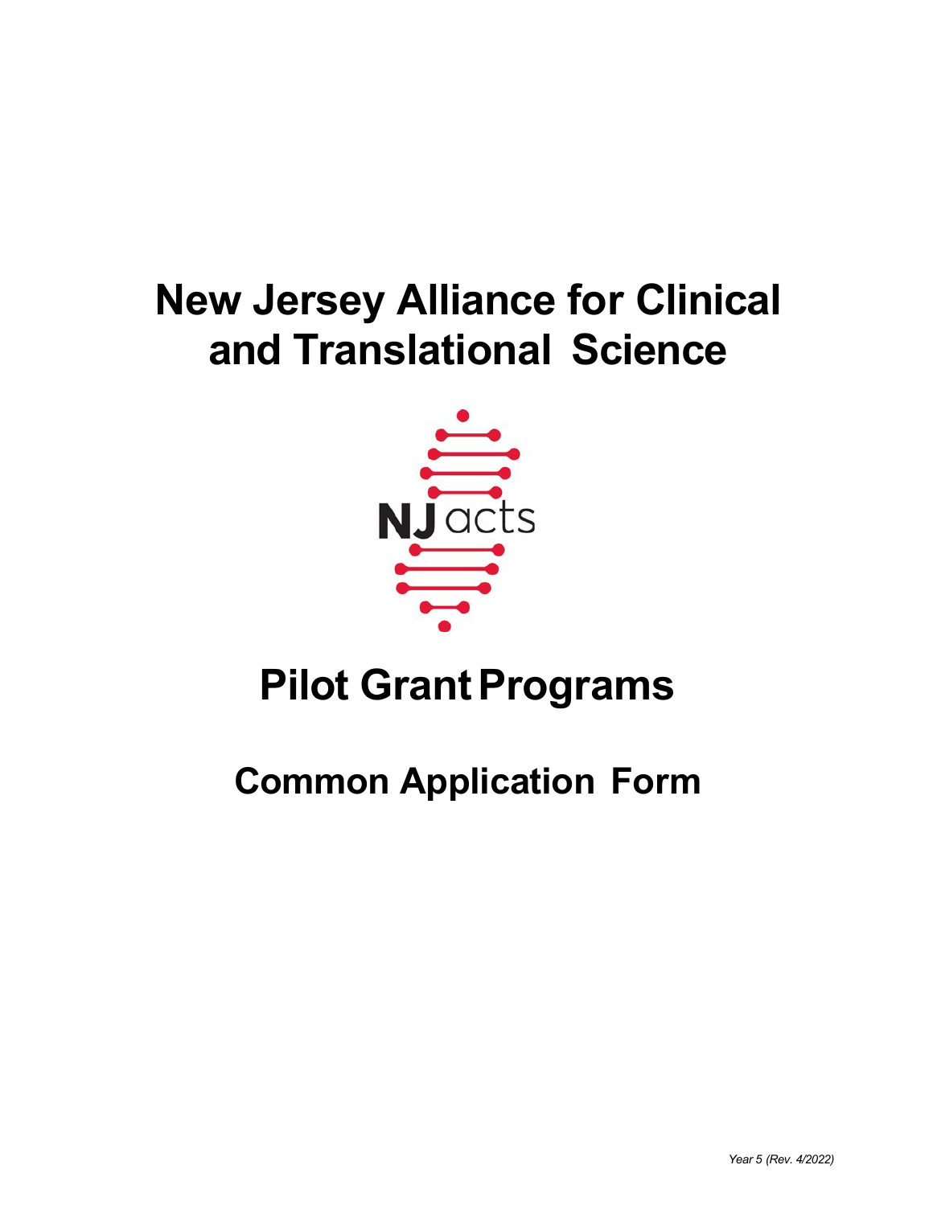# New Jersey Alliance for Clinical and Translational Science

NJ acts

# Pilot Grant Programs

## Common Application Form

*Year 5 (Rev. 4/2022)*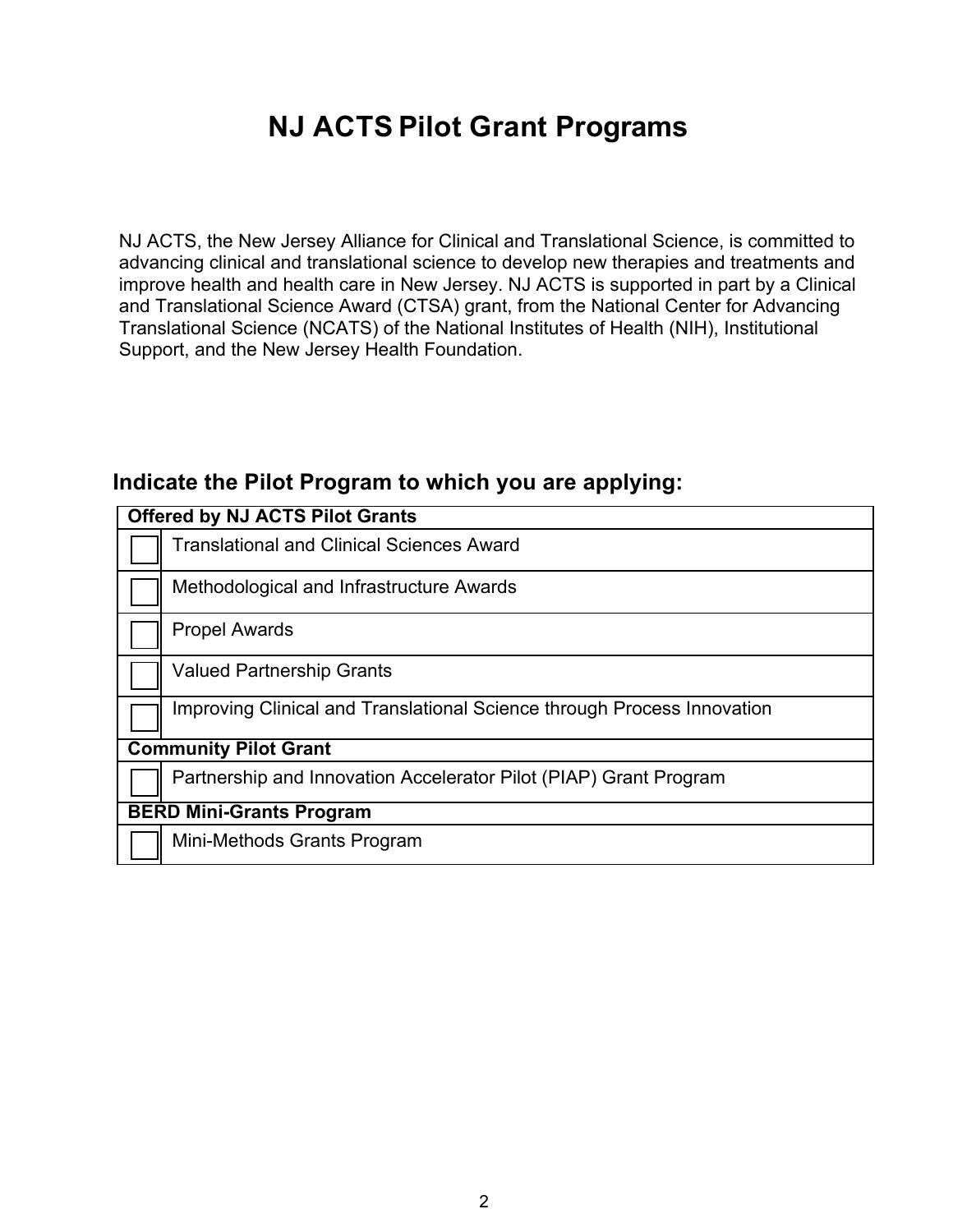# NJ ACTS Pilot Grant Programs

NJ ACTS, the New Jersey Alliance for Clinical and Translational Science, is committed to advancing clinical and translational science to develop new therapies and treatments and improve health and health care in New Jersey. NJ ACTS is supported in part by a Clinical and Translational Science Award (CTSA) grant, from the National Center for Advancing Translational Science (NCATS) of the National Institutes of Health (NIH), Institutional Support, and the New Jersey Health Foundation.

## Indicate the Pilot Program to which you are applying:

| **Offered by NJ ACTS Pilot Grants** | |
|---|---|
| ☐ | Translational and Clinical Sciences Award |
| ☐ | Methodological and Infrastructure Awards |
| ☐ | Propel Awards |
| ☐ | Valued Partnership Grants |
| ☐ | Improving Clinical and Translational Science through Process Innovation |
| **Community Pilot Grant** | |
| ☐ | Partnership and Innovation Accelerator Pilot (PIAP) Grant Program |
| **BERD Mini-Grants Program** | |
| ☐ | Mini-Methods Grants Program |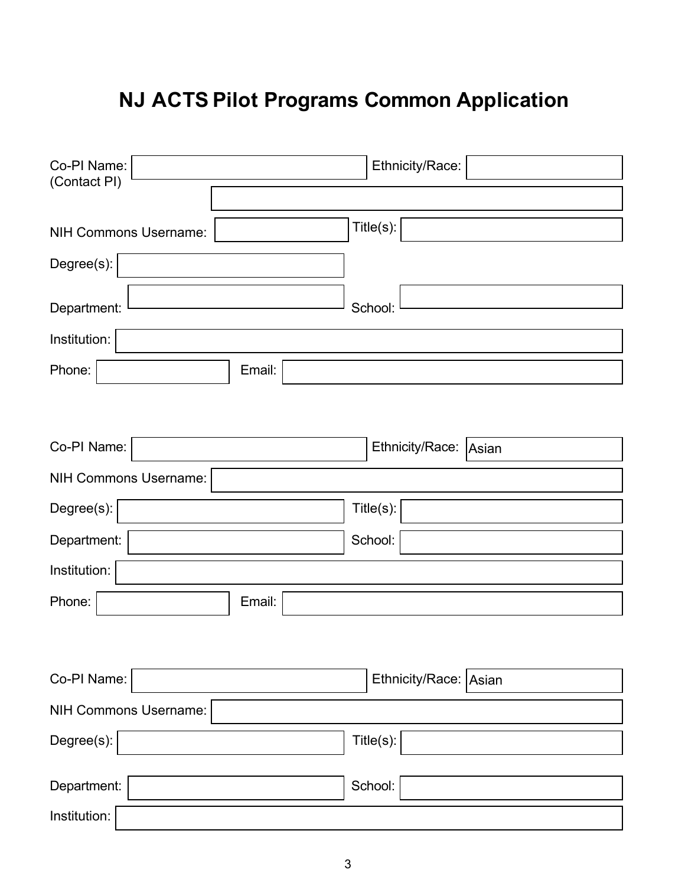# NJ ACTS Pilot Programs Common Application

Co-PI Name: (Contact PI)

Ethnicity/Race:

NIH Commons Username:

Title(s):

Degree(s):

Department:

School:

Institution:

Phone:

Email:

Co-PI Name:

Ethnicity/Race: Asian

NIH Commons Username:

Degree(s):

Title(s):

Department:

School:

Institution:

Phone:

Email:

Co-PI Name:

Ethnicity/Race: Asian

NIH Commons Username:

Degree(s):

Title(s):

Department:

School:

Institution: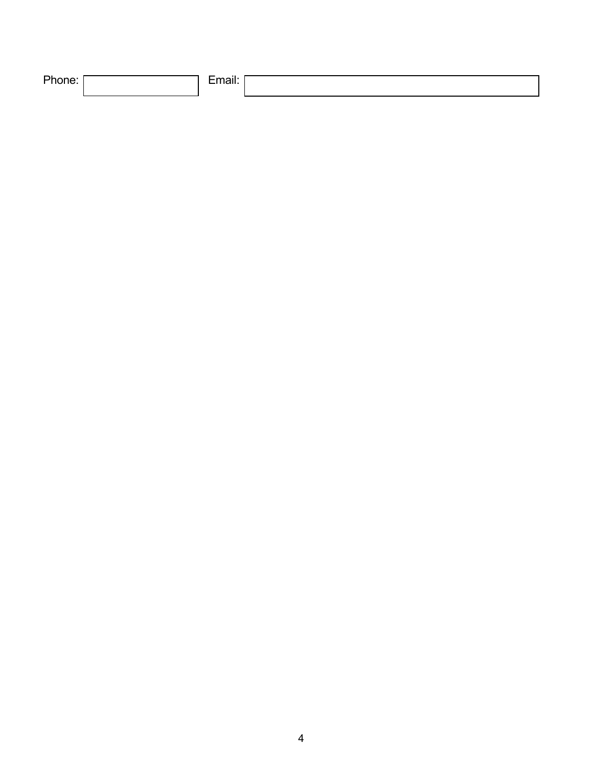Phone: | | Email: | |

Phone: ______________ Email: ______________________________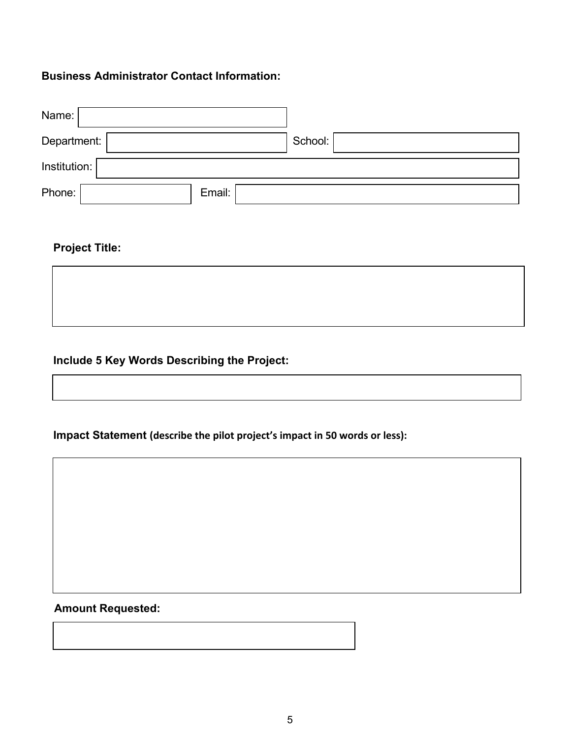**Business Administrator Contact Information:**

Name:

Department: School:

Institution:

Phone: Email:

**Project Title:**

**Include 5 Key Words Describing the Project:**

**Impact Statement (describe the pilot project's impact in 50 words or less):**

**Amount Requested:**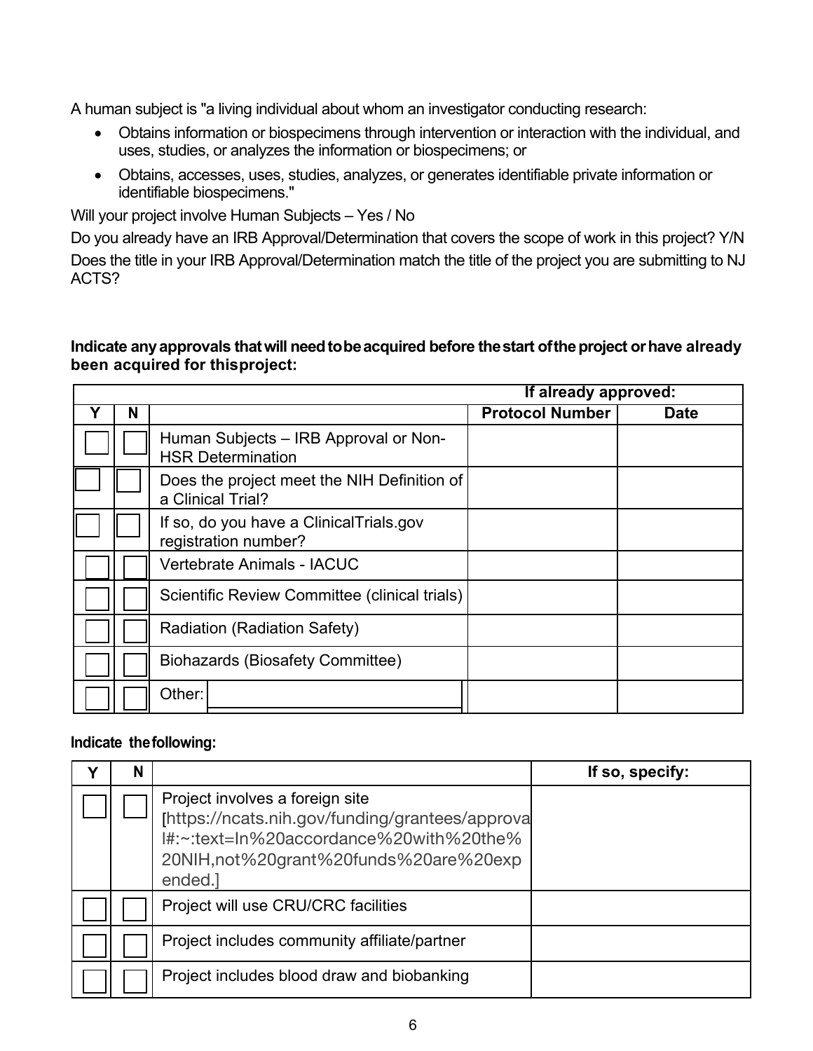A human subject is "a living individual about whom an investigator conducting research:

- Obtains information or biospecimens through intervention or interaction with the individual, and uses, studies, or analyzes the information or biospecimens; or
- Obtains, accesses, uses, studies, analyzes, or generates identifiable private information or identifiable biospecimens."

Will your project involve Human Subjects – Yes / No

Do you already have an IRB Approval/Determination that covers the scope of work in this project? Y/N

Does the title in your IRB Approval/Determination match the title of the project you are submitting to NJ ACTS?

**Indicate any approvals that will need to be acquired before the start of the project or have already been acquired for this project:**

| | | | If already approved: | |
|---|---|---|---|---|
| **Y** | **N** | | **Protocol Number** | **Date** |
| ☐ | ☐ | Human Subjects – IRB Approval or Non-HSR Determination | | |
| ☐ | ☐ | Does the project meet the NIH Definition of a Clinical Trial? | | |
| ☐ | ☐ | If so, do you have a ClinicalTrials.gov registration number? | | |
| ☐ | ☐ | Vertebrate Animals - IACUC | | |
| ☐ | ☐ | Scientific Review Committee (clinical trials) | | |
| ☐ | ☐ | Radiation (Radiation Safety) | | |
| ☐ | ☐ | Biohazards (Biosafety Committee) | | |
| ☐ | ☐ | Other: | | |

**Indicate the following:**

| Y | N | | If so, specify: |
|---|---|---|---|
| ☐ | ☐ | Project involves a foreign site [https://ncats.nih.gov/funding/grantees/approval#:~:text=In%20accordance%20with%20the%20NIH,not%20grant%20funds%20are%20expended.] | |
| ☐ | ☐ | Project will use CRU/CRC facilities | |
| ☐ | ☐ | Project includes community affiliate/partner | |
| ☐ | ☐ | Project includes blood draw and biobanking | |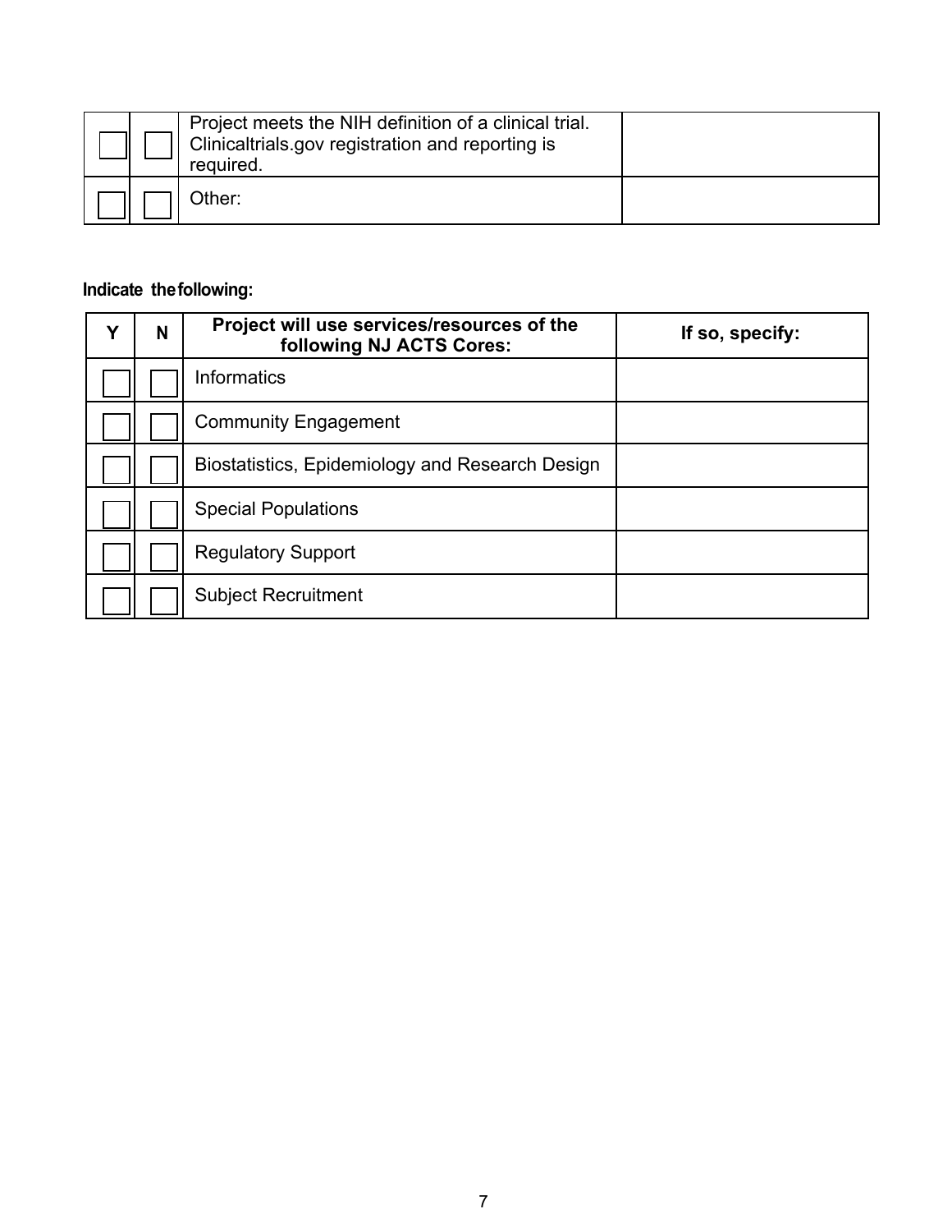| | | | |
|---|---|---|---|
| ☐ | ☐ | Project meets the NIH definition of a clinical trial. Clinicaltrials.gov registration and reporting is required. | |
| ☐ | ☐ | Other: | |

**Indicate the following:**

| Y | N | Project will use services/resources of the following NJ ACTS Cores: | If so, specify: |
|---|---|---|---|
| ☐ | ☐ | Informatics | |
| ☐ | ☐ | Community Engagement | |
| ☐ | ☐ | Biostatistics, Epidemiology and Research Design | |
| ☐ | ☐ | Special Populations | |
| ☐ | ☐ | Regulatory Support | |
| ☐ | ☐ | Subject Recruitment | |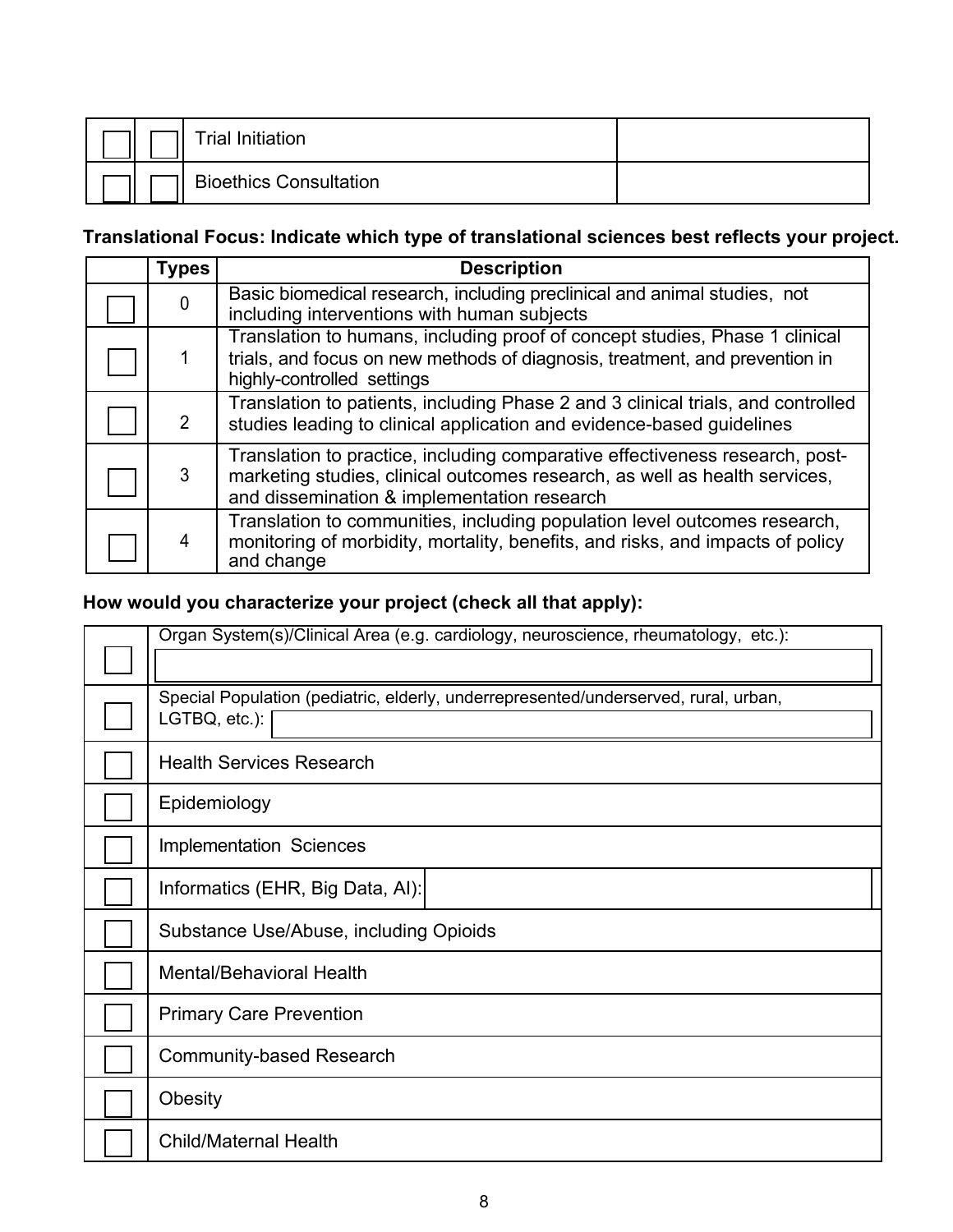| | | | |
|---|---|---|---|
| ☐ | ☐ | Trial Initiation | |
| ☐ | ☐ | Bioethics Consultation | |

**Translational Focus: Indicate which type of translational sciences best reflects your project.**

| | Types | Description |
|---|---|---|
| ☐ | 0 | Basic biomedical research, including preclinical and animal studies, not including interventions with human subjects |
| ☐ | 1 | Translation to humans, including proof of concept studies, Phase 1 clinical trials, and focus on new methods of diagnosis, treatment, and prevention in highly-controlled settings |
| ☐ | 2 | Translation to patients, including Phase 2 and 3 clinical trials, and controlled studies leading to clinical application and evidence-based guidelines |
| ☐ | 3 | Translation to practice, including comparative effectiveness research, post-marketing studies, clinical outcomes research, as well as health services, and dissemination & implementation research |
| ☐ | 4 | Translation to communities, including population level outcomes research, monitoring of morbidity, mortality, benefits, and risks, and impacts of policy and change |

**How would you characterize your project (check all that apply):**

| | |
|---|---|
| ☐ | Organ System(s)/Clinical Area (e.g. cardiology, neuroscience, rheumatology, etc.): |
| ☐ | Special Population (pediatric, elderly, underrepresented/underserved, rural, urban, LGTBQ, etc.): |
| ☐ | Health Services Research |
| ☐ | Epidemiology |
| ☐ | Implementation Sciences |
| ☐ | Informatics (EHR, Big Data, AI): |
| ☐ | Substance Use/Abuse, including Opioids |
| ☐ | Mental/Behavioral Health |
| ☐ | Primary Care Prevention |
| ☐ | Community-based Research |
| ☐ | Obesity |
| ☐ | Child/Maternal Health |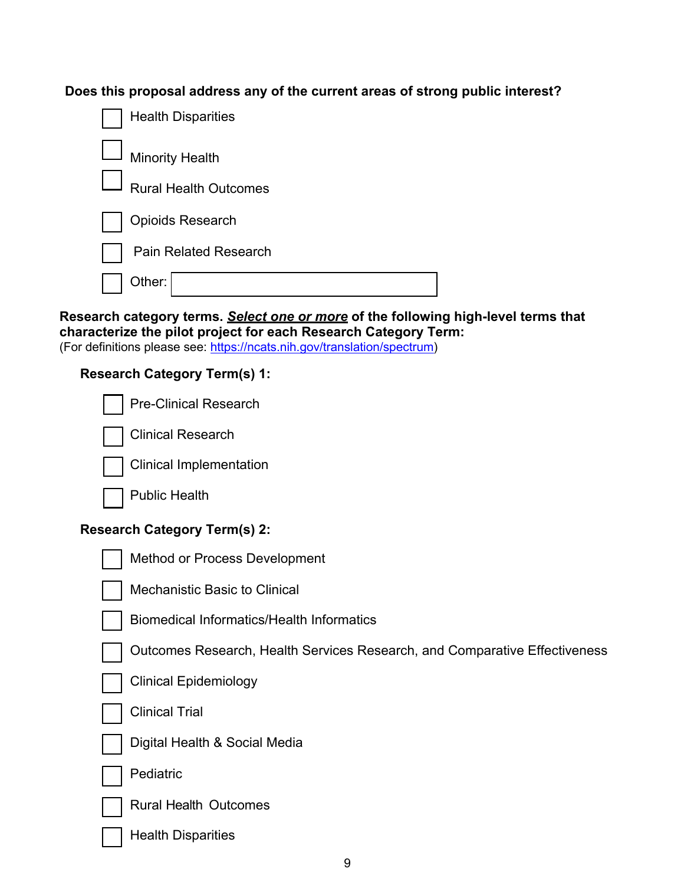**Does this proposal address any of the current areas of strong public interest?**

- ☐ Health Disparities
- ☐ Minority Health
- ☐ Rural Health Outcomes
- ☐ Opioids Research
- ☐ Pain Related Research
- ☐ Other: ____________________

**Research category terms. _*Select one or more*_ of the following high-level terms that characterize the pilot project for each Research Category Term:**
(For definitions please see: https://ncats.nih.gov/translation/spectrum)

**Research Category Term(s) 1:**

- ☐ Pre-Clinical Research
- ☐ Clinical Research
- ☐ Clinical Implementation
- ☐ Public Health

**Research Category Term(s) 2:**

- ☐ Method or Process Development
- ☐ Mechanistic Basic to Clinical
- ☐ Biomedical Informatics/Health Informatics
- ☐ Outcomes Research, Health Services Research, and Comparative Effectiveness
- ☐ Clinical Epidemiology
- ☐ Clinical Trial
- ☐ Digital Health & Social Media
- ☐ Pediatric
- ☐ Rural Health Outcomes
- ☐ Health Disparities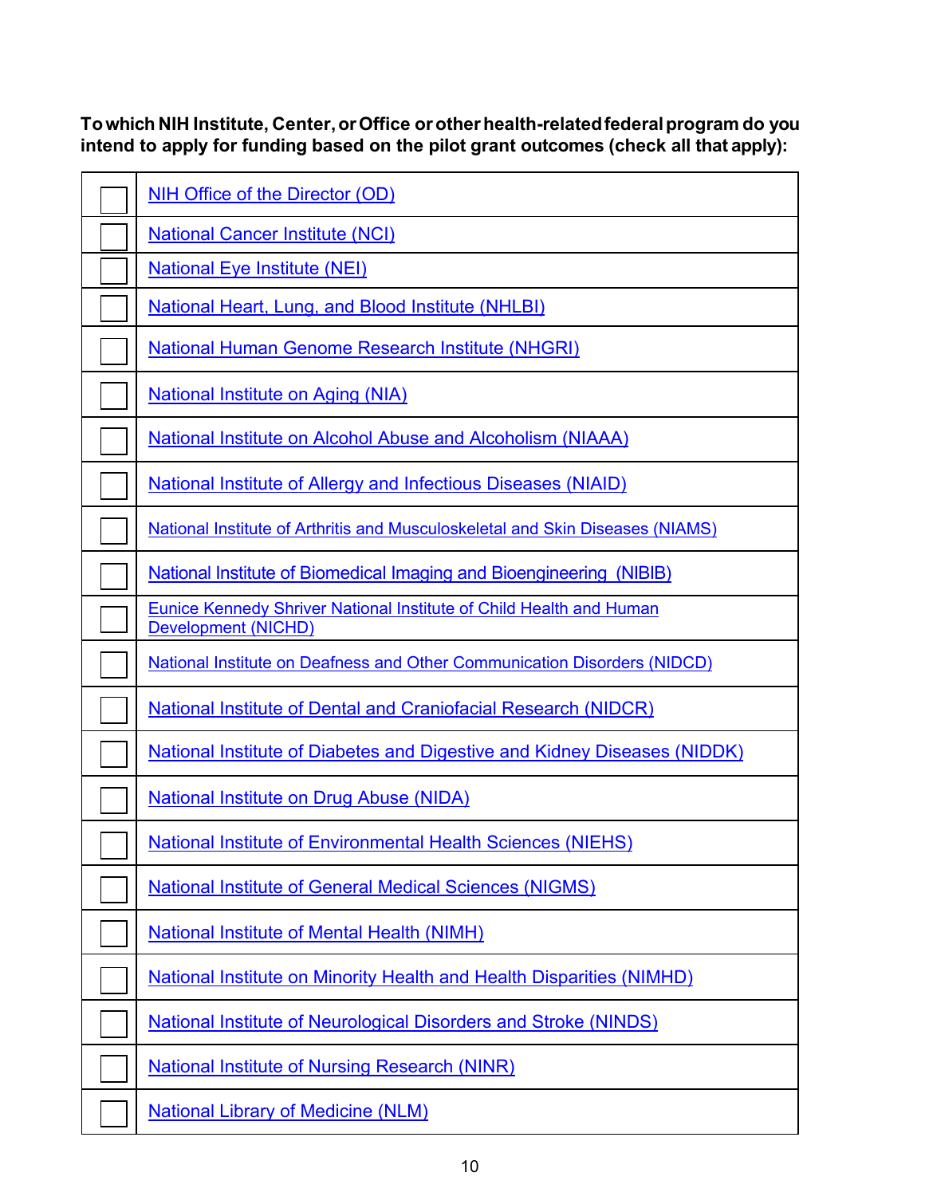**To which NIH Institute, Center, or Office or other health-related federal program do you intend to apply for funding based on the pilot grant outcomes (check all that apply):**

| | |
|---|---|
| ☐ | NIH Office of the Director (OD) |
| ☐ | National Cancer Institute (NCI) |
| ☐ | National Eye Institute (NEI) |
| ☐ | National Heart, Lung, and Blood Institute (NHLBI) |
| ☐ | National Human Genome Research Institute (NHGRI) |
| ☐ | National Institute on Aging (NIA) |
| ☐ | National Institute on Alcohol Abuse and Alcoholism (NIAAA) |
| ☐ | National Institute of Allergy and Infectious Diseases (NIAID) |
| ☐ | National Institute of Arthritis and Musculoskeletal and Skin Diseases (NIAMS) |
| ☐ | National Institute of Biomedical Imaging and Bioengineering (NIBIB) |
| ☐ | Eunice Kennedy Shriver National Institute of Child Health and Human Development (NICHD) |
| ☐ | National Institute on Deafness and Other Communication Disorders (NIDCD) |
| ☐ | National Institute of Dental and Craniofacial Research (NIDCR) |
| ☐ | National Institute of Diabetes and Digestive and Kidney Diseases (NIDDK) |
| ☐ | National Institute on Drug Abuse (NIDA) |
| ☐ | National Institute of Environmental Health Sciences (NIEHS) |
| ☐ | National Institute of General Medical Sciences (NIGMS) |
| ☐ | National Institute of Mental Health (NIMH) |
| ☐ | National Institute on Minority Health and Health Disparities (NIMHD) |
| ☐ | National Institute of Neurological Disorders and Stroke (NINDS) |
| ☐ | National Institute of Nursing Research (NINR) |
| ☐ | National Library of Medicine (NLM) |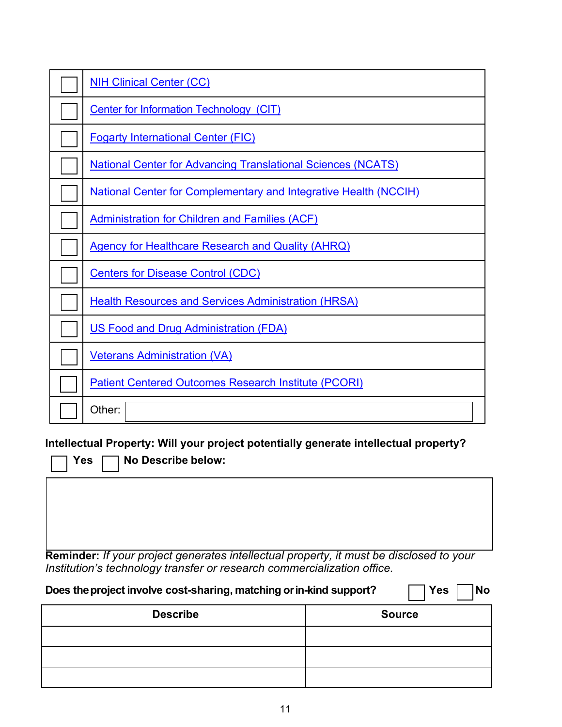| | |
|---|---|
| ☐ | NIH Clinical Center (CC) |
| ☐ | Center for Information Technology (CIT) |
| ☐ | Fogarty International Center (FIC) |
| ☐ | National Center for Advancing Translational Sciences (NCATS) |
| ☐ | National Center for Complementary and Integrative Health (NCCIH) |
| ☐ | Administration for Children and Families (ACF) |
| ☐ | Agency for Healthcare Research and Quality (AHRQ) |
| ☐ | Centers for Disease Control (CDC) |
| ☐ | Health Resources and Services Administration (HRSA) |
| ☐ | US Food and Drug Administration (FDA) |
| ☐ | Veterans Administration (VA) |
| ☐ | Patient Centered Outcomes Research Institute (PCORI) |
| ☐ | Other: |

**Intellectual Property: Will your project potentially generate intellectual property?**

☐ **Yes** ☐ **No Describe below:**

| |
|---|
| |

**Reminder:** *If your project generates intellectual property, it must be disclosed to your Institution's technology transfer or research commercialization office.*

**Does the project involve cost-sharing, matching or in-kind support?** ☐ **Yes** ☐ **No**

| Describe | Source |
|---|---|
| | |
| | |
| | |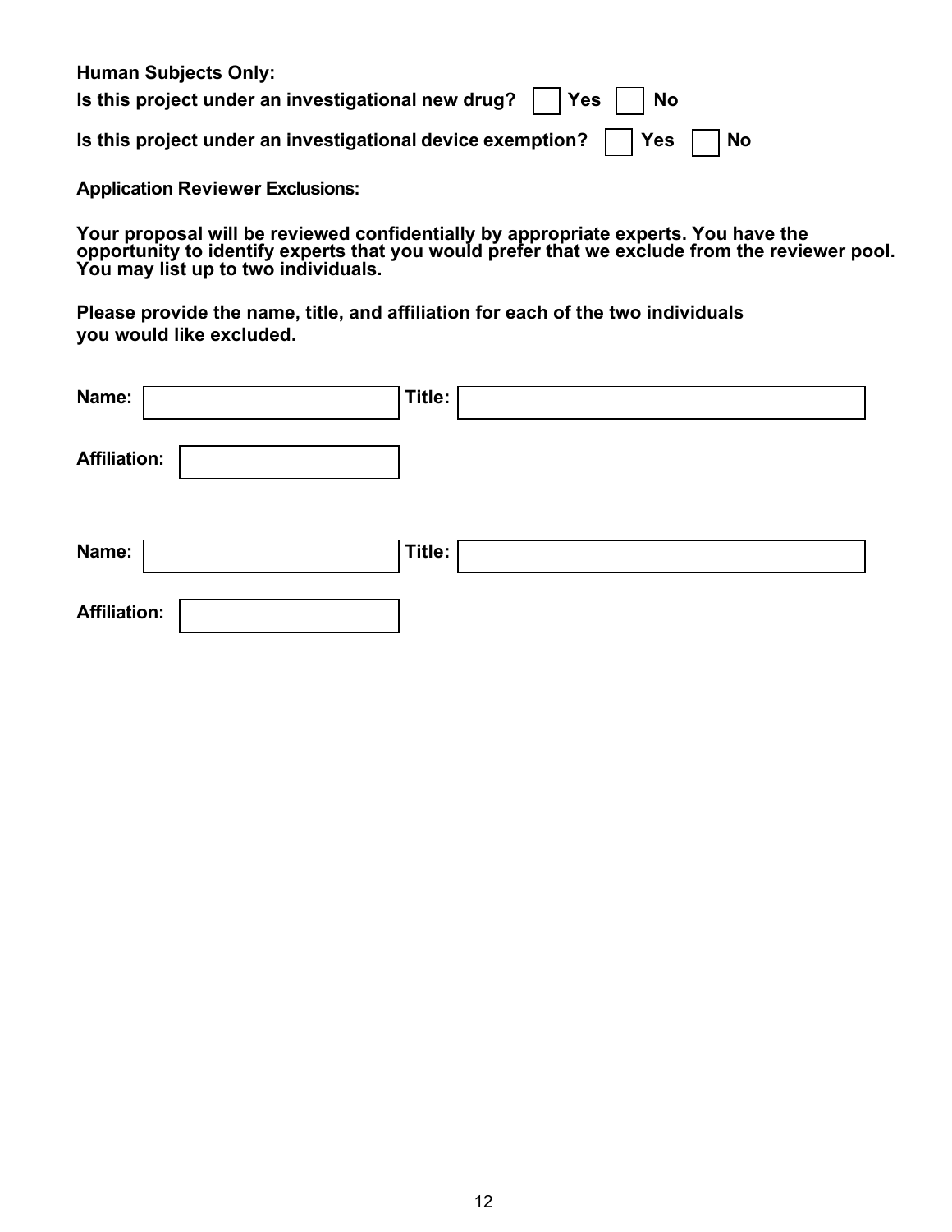**Human Subjects Only:**

**Is this project under an investigational new drug?** ☐ **Yes** ☐ **No**

**Is this project under an investigational device exemption?** ☐ **Yes** ☐ **No**

**Application Reviewer Exclusions:**

**Your proposal will be reviewed confidentially by appropriate experts. You have the opportunity to identify experts that you would prefer that we exclude from the reviewer pool. You may list up to two individuals.**

**Please provide the name, title, and affiliation for each of the two individuals you would like excluded.**

**Name:** ____________ **Title:** ____________

**Affiliation:** ____________

**Name:** ____________ **Title:** ____________

**Affiliation:** ____________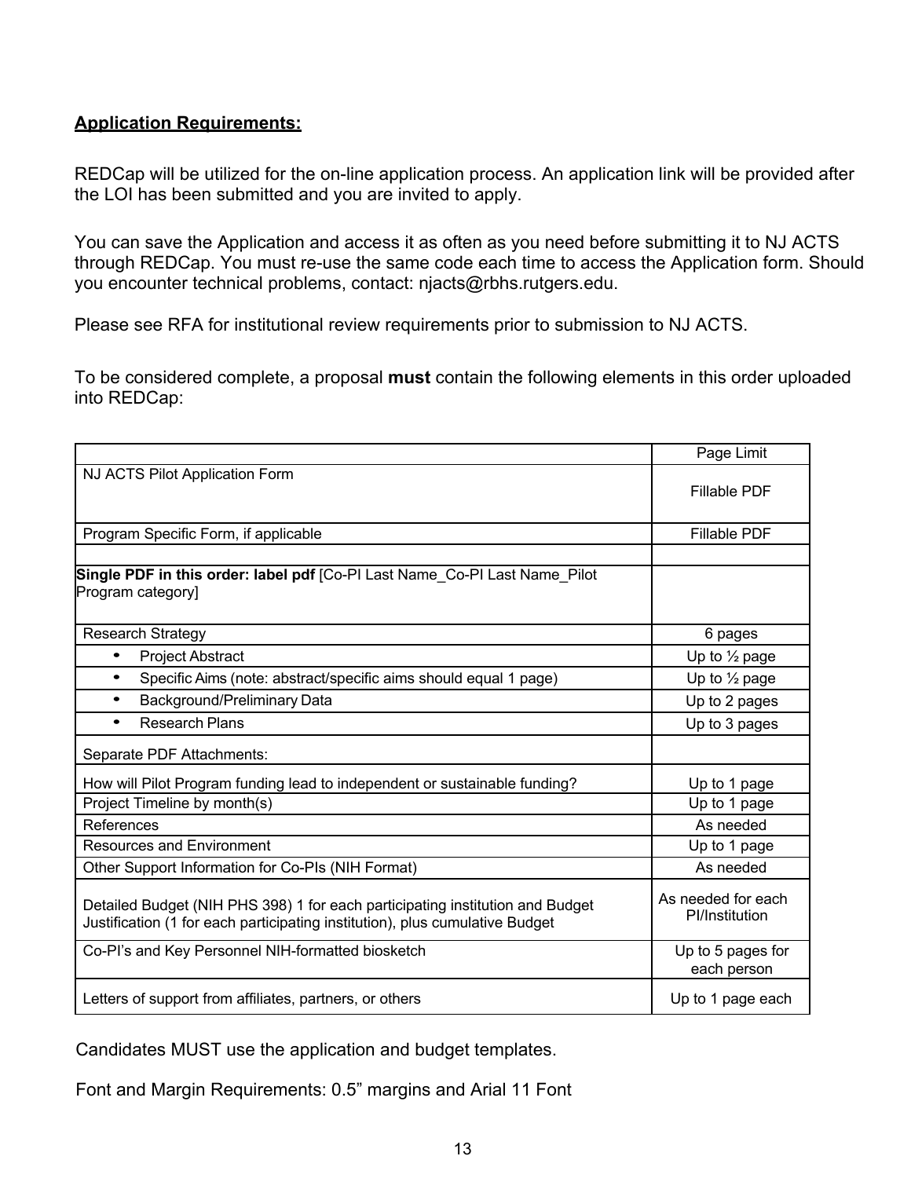**Application Requirements:**

REDCap will be utilized for the on-line application process. An application link will be provided after the LOI has been submitted and you are invited to apply.

You can save the Application and access it as often as you need before submitting it to NJ ACTS through REDCap. You must re-use the same code each time to access the Application form. Should you encounter technical problems, contact: njacts@rbhs.rutgers.edu.

Please see RFA for institutional review requirements prior to submission to NJ ACTS.

To be considered complete, a proposal **must** contain the following elements in this order uploaded into REDCap:

| | Page Limit |
|---|---|
| NJ ACTS Pilot Application Form | Fillable PDF |
| Program Specific Form, if applicable | Fillable PDF |
| | |
| **Single PDF in this order: label pdf** [Co-PI Last Name_Co-PI Last Name_Pilot Program category] | |
| Research Strategy | 6 pages |
| • Project Abstract | Up to ½ page |
| • Specific Aims (note: abstract/specific aims should equal 1 page) | Up to ½ page |
| • Background/Preliminary Data | Up to 2 pages |
| • Research Plans | Up to 3 pages |
| Separate PDF Attachments: | |
| How will Pilot Program funding lead to independent or sustainable funding? | Up to 1 page |
| Project Timeline by month(s) | Up to 1 page |
| References | As needed |
| Resources and Environment | Up to 1 page |
| Other Support Information for Co-PIs (NIH Format) | As needed |
| Detailed Budget (NIH PHS 398) 1 for each participating institution and Budget Justification (1 for each participating institution), plus cumulative Budget | As needed for each PI/Institution |
| Co-PI's and Key Personnel NIH-formatted biosketch | Up to 5 pages for each person |
| Letters of support from affiliates, partners, or others | Up to 1 page each |

Candidates MUST use the application and budget templates.

Font and Margin Requirements: 0.5" margins and Arial 11 Font